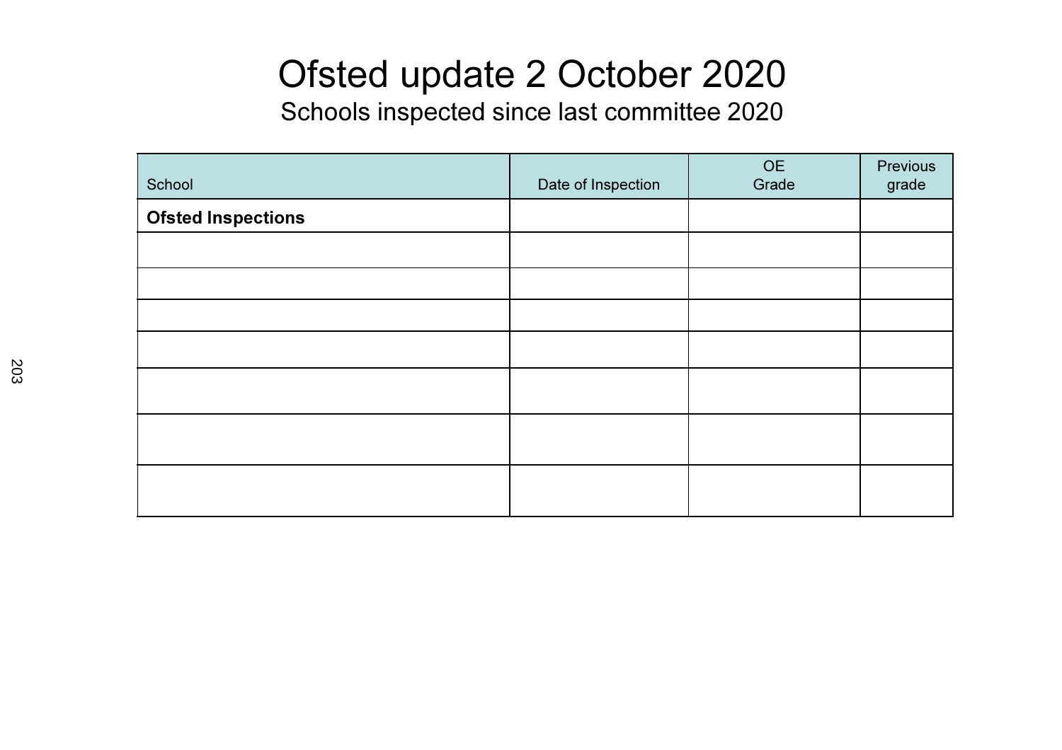# Ofsted update 2 October 2020

## Schools inspected since last committee 2020

| School | Date of Inspection | OE Grade | Previous grade |
|---|---|---|---|
| **Ofsted Inspections** | | | |
| | | | |
| | | | |
| | | | |
| | | | |
| | | | |
| | | | |
| | | | |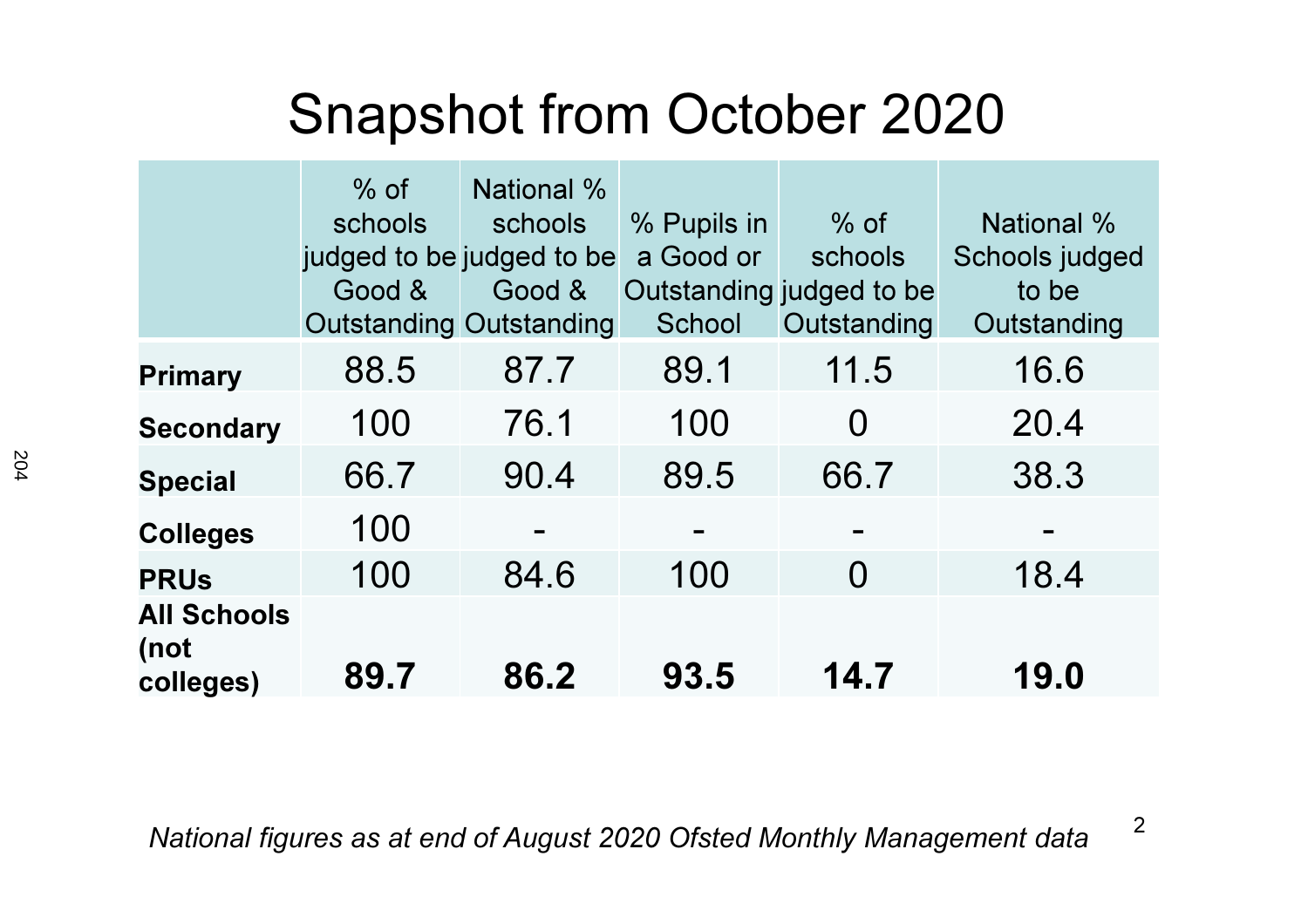# Snapshot from October 2020

| | % of schools judged to be Good & Outstanding | National % schools judged to be Good & Outstanding | % Pupils in a Good or Outstanding School | % of schools judged to be Outstanding | National % Schools judged to be Outstanding |
|---|---|---|---|---|---|
| **Primary** | 88.5 | 87.7 | 89.1 | 11.5 | 16.6 |
| **Secondary** | 100 | 76.1 | 100 | 0 | 20.4 |
| **Special** | 66.7 | 90.4 | 89.5 | 66.7 | 38.3 |
| **Colleges** | 100 | - | - | - | - |
| **PRUs** | 100 | 84.6 | 100 | 0 | 18.4 |
| **All Schools (not colleges)** | **89.7** | **86.2** | **93.5** | **14.7** | **19.0** |

*National figures as at end of August 2020 Ofsted Monthly Management data*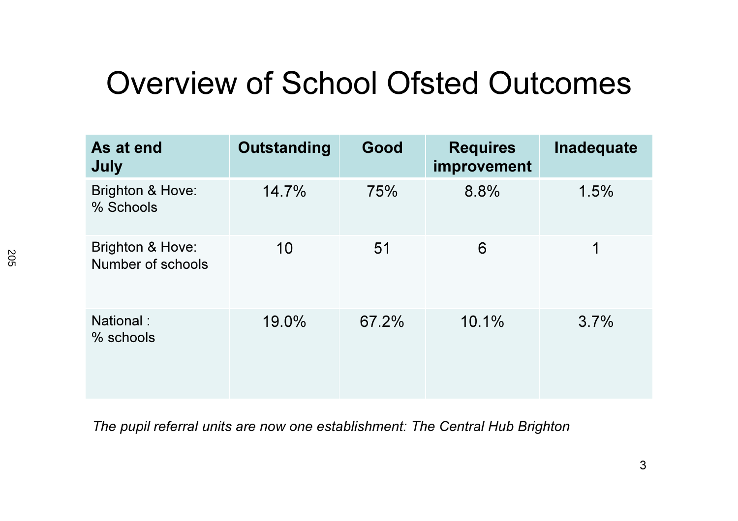# Overview of School Ofsted Outcomes

| As at end July | Outstanding | Good | Requires improvement | Inadequate |
|---|---|---|---|---|
| Brighton & Hove: % Schools | 14.7% | 75% | 8.8% | 1.5% |
| Brighton & Hove: Number of schools | 10 | 51 | 6 | 1 |
| National : % schools | 19.0% | 67.2% | 10.1% | 3.7% |

*The pupil referral units are now one establishment: The Central Hub Brighton*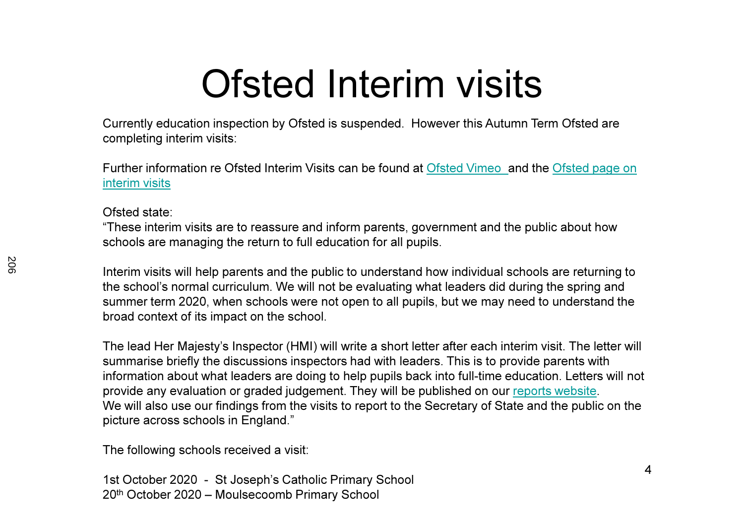# Ofsted Interim visits

Currently education inspection by Ofsted is suspended. However this Autumn Term Ofsted are completing interim visits:

Further information re Ofsted Interim Visits can be found at Ofsted Vimeo and the Ofsted page on interim visits

Ofsted state:
"These interim visits are to reassure and inform parents, government and the public about how schools are managing the return to full education for all pupils.

Interim visits will help parents and the public to understand how individual schools are returning to the school's normal curriculum. We will not be evaluating what leaders did during the spring and summer term 2020, when schools were not open to all pupils, but we may need to understand the broad context of its impact on the school.

The lead Her Majesty's Inspector (HMI) will write a short letter after each interim visit. The letter will summarise briefly the discussions inspectors had with leaders. This is to provide parents with information about what leaders are doing to help pupils back into full-time education. Letters will not provide any evaluation or graded judgement. They will be published on our reports website.
We will also use our findings from the visits to report to the Secretary of State and the public on the picture across schools in England."

The following schools received a visit:

1st October 2020 - St Joseph's Catholic Primary School
20th October 2020 – Moulsecoomb Primary School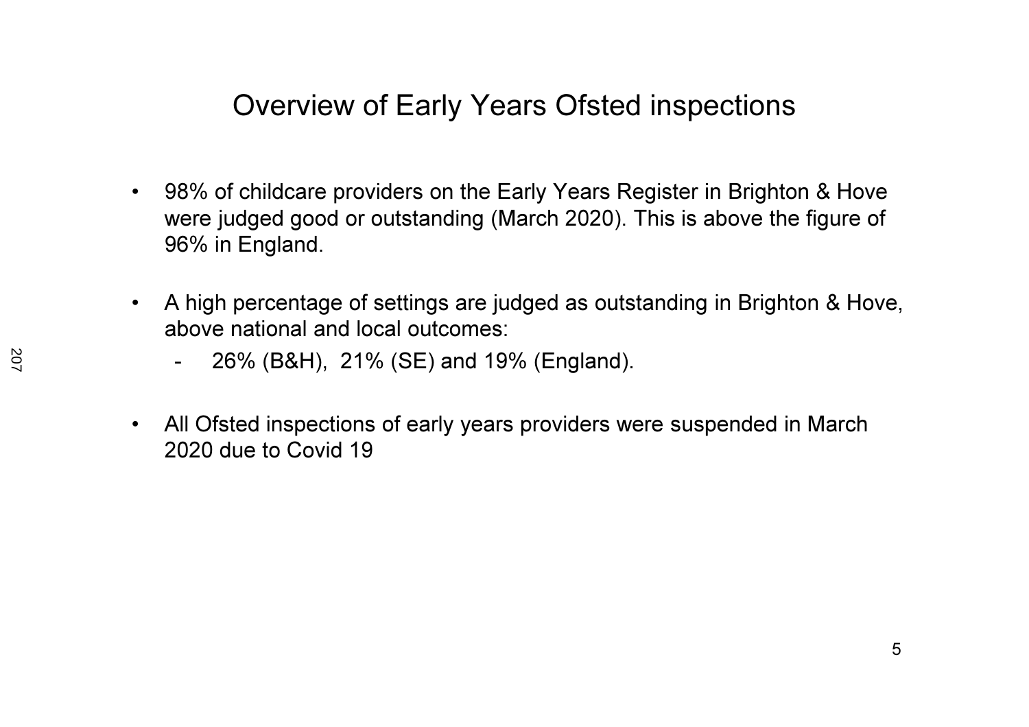# Overview of Early Years Ofsted inspections

- 98% of childcare providers on the Early Years Register in Brighton & Hove were judged good or outstanding (March 2020). This is above the figure of 96% in England.

- A high percentage of settings are judged as outstanding in Brighton & Hove, above national and local outcomes:
  - 26% (B&H), 21% (SE) and 19% (England).

- All Ofsted inspections of early years providers were suspended in March 2020 due to Covid 19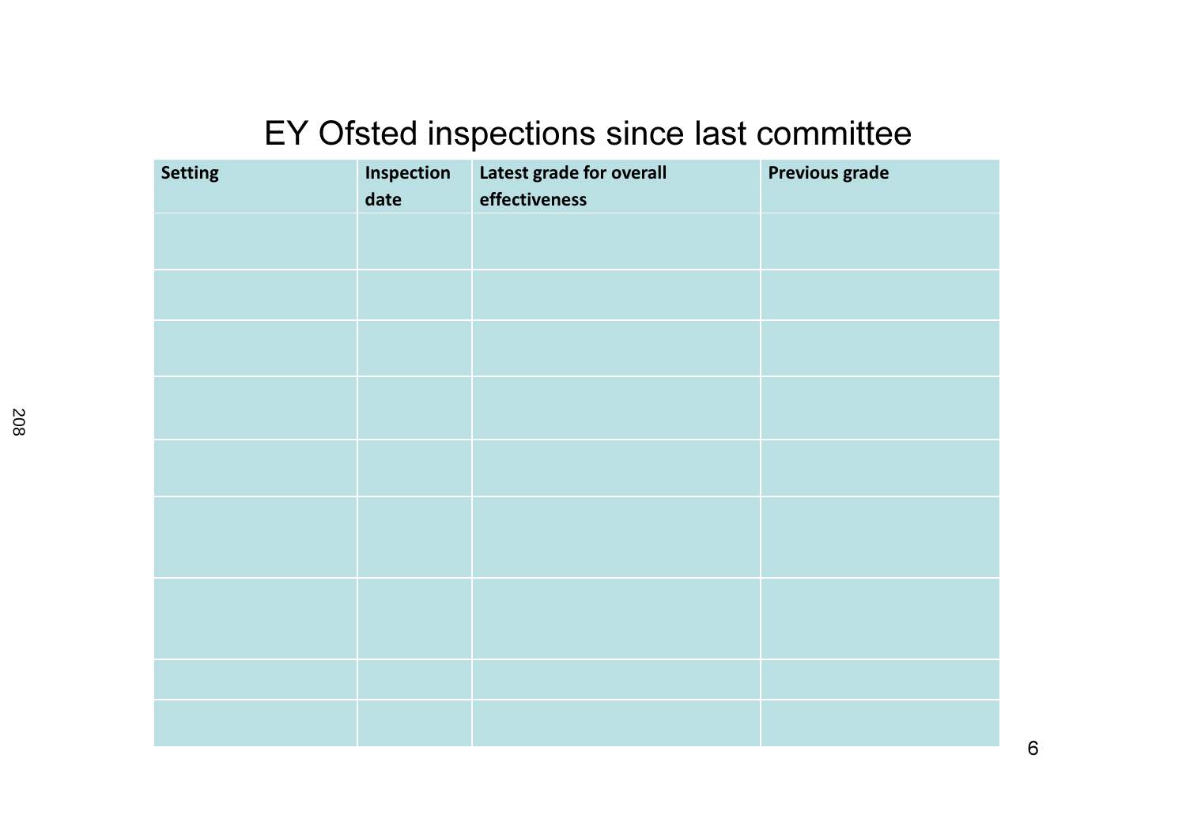# EY Ofsted inspections since last committee

| Setting | Inspection date | Latest grade for overall effectiveness | Previous grade |
|---|---|---|---|
| | | | |
| | | | |
| | | | |
| | | | |
| | | | |
| | | | |
| | | | |
| | | | |
| | | | |